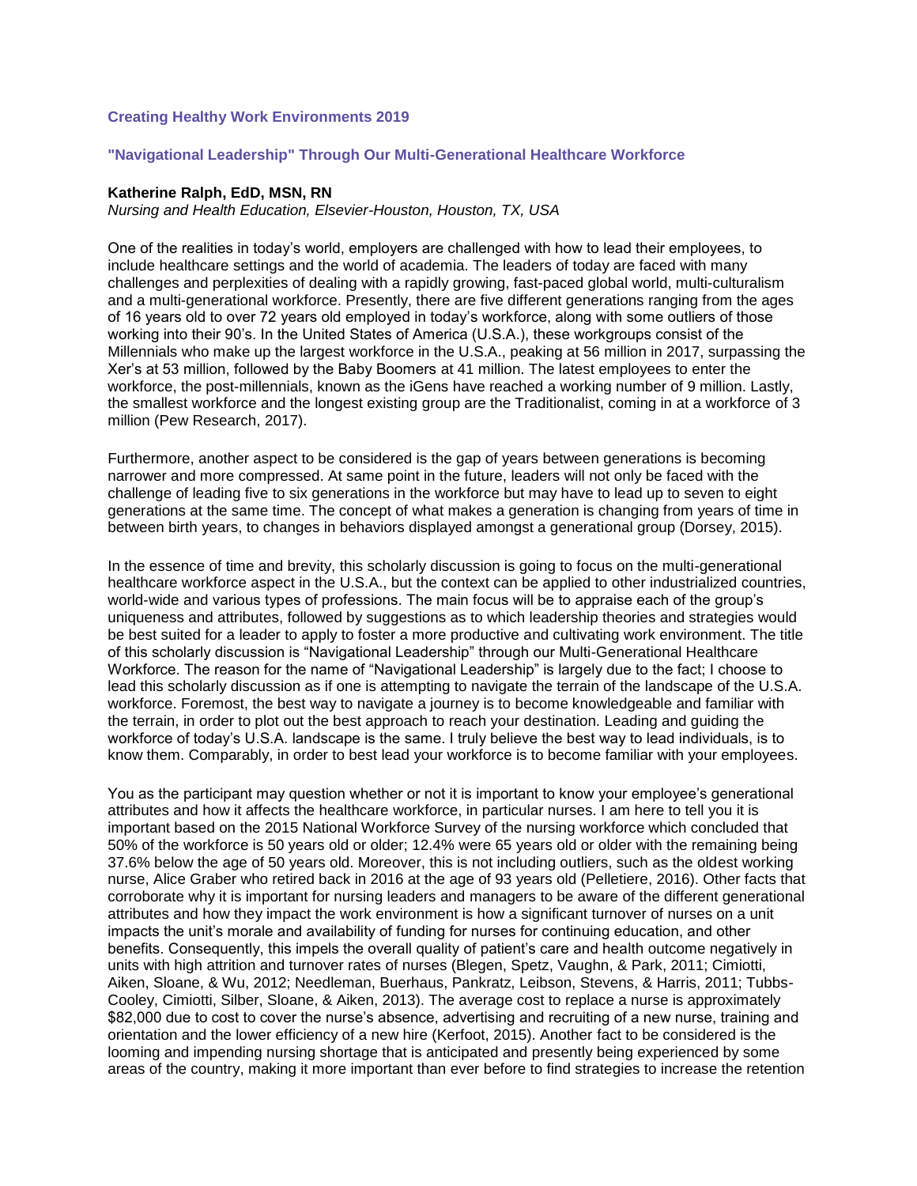**Creating Healthy Work Environments 2019**

**"Navigational Leadership" Through Our Multi-Generational Healthcare Workforce**

**Katherine Ralph, EdD, MSN, RN**
*Nursing and Health Education, Elsevier-Houston, Houston, TX, USA*

One of the realities in today's world, employers are challenged with how to lead their employees, to include healthcare settings and the world of academia. The leaders of today are faced with many challenges and perplexities of dealing with a rapidly growing, fast-paced global world, multi-culturalism and a multi-generational workforce. Presently, there are five different generations ranging from the ages of 16 years old to over 72 years old employed in today's workforce, along with some outliers of those working into their 90's. In the United States of America (U.S.A.), these workgroups consist of the Millennials who make up the largest workforce in the U.S.A., peaking at 56 million in 2017, surpassing the Xer's at 53 million, followed by the Baby Boomers at 41 million. The latest employees to enter the workforce, the post-millennials, known as the iGens have reached a working number of 9 million. Lastly, the smallest workforce and the longest existing group are the Traditionalist, coming in at a workforce of 3 million (Pew Research, 2017).

Furthermore, another aspect to be considered is the gap of years between generations is becoming narrower and more compressed. At same point in the future, leaders will not only be faced with the challenge of leading five to six generations in the workforce but may have to lead up to seven to eight generations at the same time. The concept of what makes a generation is changing from years of time in between birth years, to changes in behaviors displayed amongst a generational group (Dorsey, 2015).

In the essence of time and brevity, this scholarly discussion is going to focus on the multi-generational healthcare workforce aspect in the U.S.A., but the context can be applied to other industrialized countries, world-wide and various types of professions. The main focus will be to appraise each of the group's uniqueness and attributes, followed by suggestions as to which leadership theories and strategies would be best suited for a leader to apply to foster a more productive and cultivating work environment. The title of this scholarly discussion is "Navigational Leadership" through our Multi-Generational Healthcare Workforce. The reason for the name of "Navigational Leadership" is largely due to the fact; I choose to lead this scholarly discussion as if one is attempting to navigate the terrain of the landscape of the U.S.A. workforce. Foremost, the best way to navigate a journey is to become knowledgeable and familiar with the terrain, in order to plot out the best approach to reach your destination. Leading and guiding the workforce of today's U.S.A. landscape is the same. I truly believe the best way to lead individuals, is to know them. Comparably, in order to best lead your workforce is to become familiar with your employees.

You as the participant may question whether or not it is important to know your employee's generational attributes and how it affects the healthcare workforce, in particular nurses. I am here to tell you it is important based on the 2015 National Workforce Survey of the nursing workforce which concluded that 50% of the workforce is 50 years old or older; 12.4% were 65 years old or older with the remaining being 37.6% below the age of 50 years old. Moreover, this is not including outliers, such as the oldest working nurse, Alice Graber who retired back in 2016 at the age of 93 years old (Pelletiere, 2016). Other facts that corroborate why it is important for nursing leaders and managers to be aware of the different generational attributes and how they impact the work environment is how a significant turnover of nurses on a unit impacts the unit's morale and availability of funding for nurses for continuing education, and other benefits. Consequently, this impels the overall quality of patient's care and health outcome negatively in units with high attrition and turnover rates of nurses (Blegen, Spetz, Vaughn, & Park, 2011; Cimiotti, Aiken, Sloane, & Wu, 2012; Needleman, Buerhaus, Pankratz, Leibson, Stevens, & Harris, 2011; Tubbs-Cooley, Cimiotti, Silber, Sloane, & Aiken, 2013). The average cost to replace a nurse is approximately $82,000 due to cost to cover the nurse's absence, advertising and recruiting of a new nurse, training and orientation and the lower efficiency of a new hire (Kerfoot, 2015). Another fact to be considered is the looming and impending nursing shortage that is anticipated and presently being experienced by some areas of the country, making it more important than ever before to find strategies to increase the retention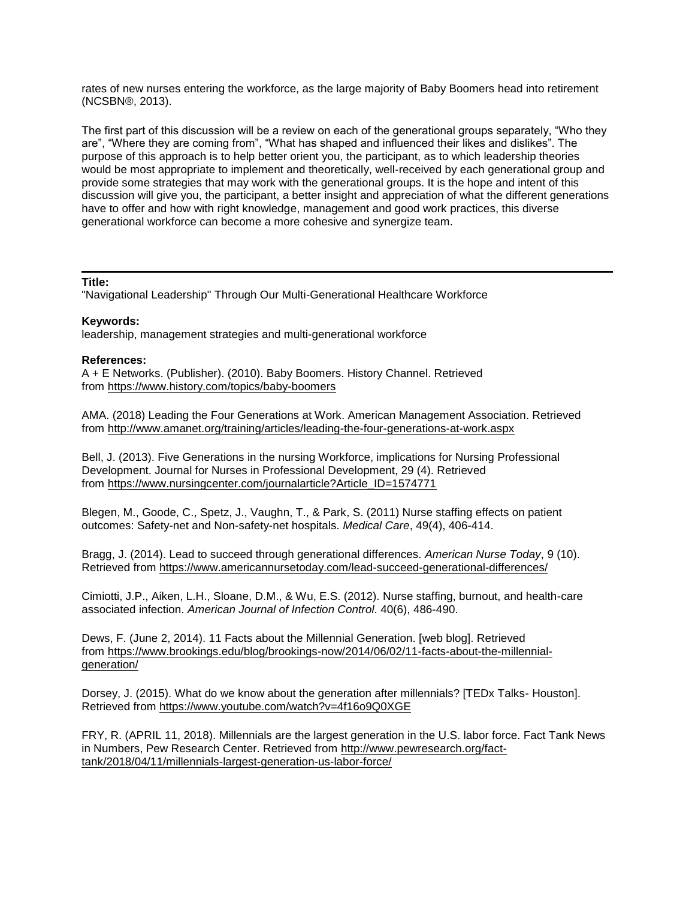rates of new nurses entering the workforce, as the large majority of Baby Boomers head into retirement (NCSBN®, 2013).

The first part of this discussion will be a review on each of the generational groups separately, “Who they are”, “Where they are coming from”, “What has shaped and influenced their likes and dislikes”. The purpose of this approach is to help better orient you, the participant, as to which leadership theories would be most appropriate to implement and theoretically, well-received by each generational group and provide some strategies that may work with the generational groups. It is the hope and intent of this discussion will give you, the participant, a better insight and appreciation of what the different generations have to offer and how with right knowledge, management and good work practices, this diverse generational workforce can become a more cohesive and synergize team.

---

**Title:**
"Navigational Leadership" Through Our Multi-Generational Healthcare Workforce

**Keywords:**
leadership, management strategies and multi-generational workforce

**References:**

A + E Networks. (Publisher). (2010). Baby Boomers. History Channel. Retrieved from https://www.history.com/topics/baby-boomers

AMA. (2018) Leading the Four Generations at Work. American Management Association. Retrieved from http://www.amanet.org/training/articles/leading-the-four-generations-at-work.aspx

Bell, J. (2013). Five Generations in the nursing Workforce, implications for Nursing Professional Development. Journal for Nurses in Professional Development, 29 (4). Retrieved from https://www.nursingcenter.com/journalarticle?Article_ID=1574771

Blegen, M., Goode, C., Spetz, J., Vaughn, T., & Park, S. (2011) Nurse staffing effects on patient outcomes: Safety-net and Non-safety-net hospitals. *Medical Care*, 49(4), 406-414.

Bragg, J. (2014). Lead to succeed through generational differences. *American Nurse Today*, 9 (10). Retrieved from https://www.americannursetoday.com/lead-succeed-generational-differences/

Cimiotti, J.P., Aiken, L.H., Sloane, D.M., & Wu, E.S. (2012). Nurse staffing, burnout, and health-care associated infection. *American Journal of Infection Control*. 40(6), 486-490.

Dews, F. (June 2, 2014). 11 Facts about the Millennial Generation. [web blog]. Retrieved from https://www.brookings.edu/blog/brookings-now/2014/06/02/11-facts-about-the-millennial-generation/

Dorsey, J. (2015). What do we know about the generation after millennials? [TEDx Talks- Houston]. Retrieved from https://www.youtube.com/watch?v=4f16o9Q0XGE

FRY, R. (APRIL 11, 2018). Millennials are the largest generation in the U.S. labor force. Fact Tank News in Numbers, Pew Research Center. Retrieved from http://www.pewresearch.org/fact-tank/2018/04/11/millennials-largest-generation-us-labor-force/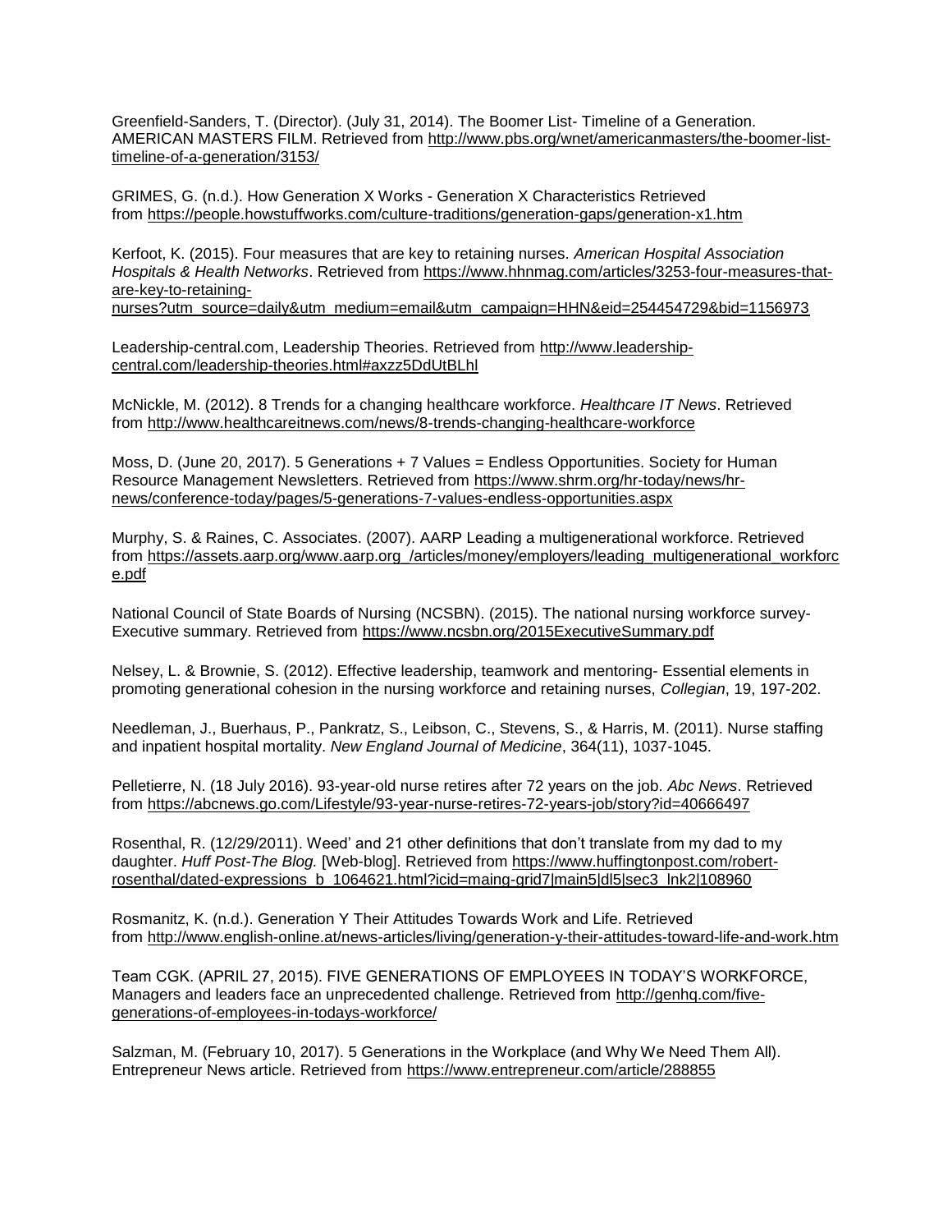Greenfield-Sanders, T. (Director). (July 31, 2014). The Boomer List- Timeline of a Generation. AMERICAN MASTERS FILM. Retrieved from http://www.pbs.org/wnet/americanmasters/the-boomer-list-timeline-of-a-generation/3153/

GRIMES, G. (n.d.). How Generation X Works - Generation X Characteristics Retrieved from https://people.howstuffworks.com/culture-traditions/generation-gaps/generation-x1.htm

Kerfoot, K. (2015). Four measures that are key to retaining nurses. *American Hospital Association Hospitals & Health Networks*. Retrieved from https://www.hhnmag.com/articles/3253-four-measures-that-are-key-to-retaining-nurses?utm_source=daily&utm_medium=email&utm_campaign=HHN&eid=254454729&bid=1156973

Leadership-central.com, Leadership Theories. Retrieved from http://www.leadership-central.com/leadership-theories.html#axzz5DdUtBLhl

McNickle, M. (2012). 8 Trends for a changing healthcare workforce. *Healthcare IT News*. Retrieved from http://www.healthcareitnews.com/news/8-trends-changing-healthcare-workforce

Moss, D. (June 20, 2017). 5 Generations + 7 Values = Endless Opportunities. Society for Human Resource Management Newsletters. Retrieved from https://www.shrm.org/hr-today/news/hr-news/conference-today/pages/5-generations-7-values-endless-opportunities.aspx

Murphy, S. & Raines, C. Associates. (2007). AARP Leading a multigenerational workforce. Retrieved from https://assets.aarp.org/www.aarp.org_/articles/money/employers/leading_multigenerational_workforce.pdf

National Council of State Boards of Nursing (NCSBN). (2015). The national nursing workforce survey-Executive summary. Retrieved from https://www.ncsbn.org/2015ExecutiveSummary.pdf

Nelsey, L. & Brownie, S. (2012). Effective leadership, teamwork and mentoring- Essential elements in promoting generational cohesion in the nursing workforce and retaining nurses, *Collegian*, 19, 197-202.

Needleman, J., Buerhaus, P., Pankratz, S., Leibson, C., Stevens, S., & Harris, M. (2011). Nurse staffing and inpatient hospital mortality. *New England Journal of Medicine*, 364(11), 1037-1045.

Pelletierre, N. (18 July 2016). 93-year-old nurse retires after 72 years on the job. *Abc News*. Retrieved from https://abcnews.go.com/Lifestyle/93-year-nurse-retires-72-years-job/story?id=40666497

Rosenthal, R. (12/29/2011). Weed' and 21 other definitions that don't translate from my dad to my daughter. *Huff Post-The Blog.* [Web-blog]. Retrieved from https://www.huffingtonpost.com/robert-rosenthal/dated-expressions_b_1064621.html?icid=maing-grid7|main5|dl5|sec3_lnk2|108960

Rosmanitz, K. (n.d.). Generation Y Their Attitudes Towards Work and Life. Retrieved from http://www.english-online.at/news-articles/living/generation-y-their-attitudes-toward-life-and-work.htm

Team CGK. (APRIL 27, 2015). FIVE GENERATIONS OF EMPLOYEES IN TODAY'S WORKFORCE, Managers and leaders face an unprecedented challenge. Retrieved from http://genhq.com/five-generations-of-employees-in-todays-workforce/

Salzman, M. (February 10, 2017). 5 Generations in the Workplace (and Why We Need Them All). Entrepreneur News article. Retrieved from https://www.entrepreneur.com/article/288855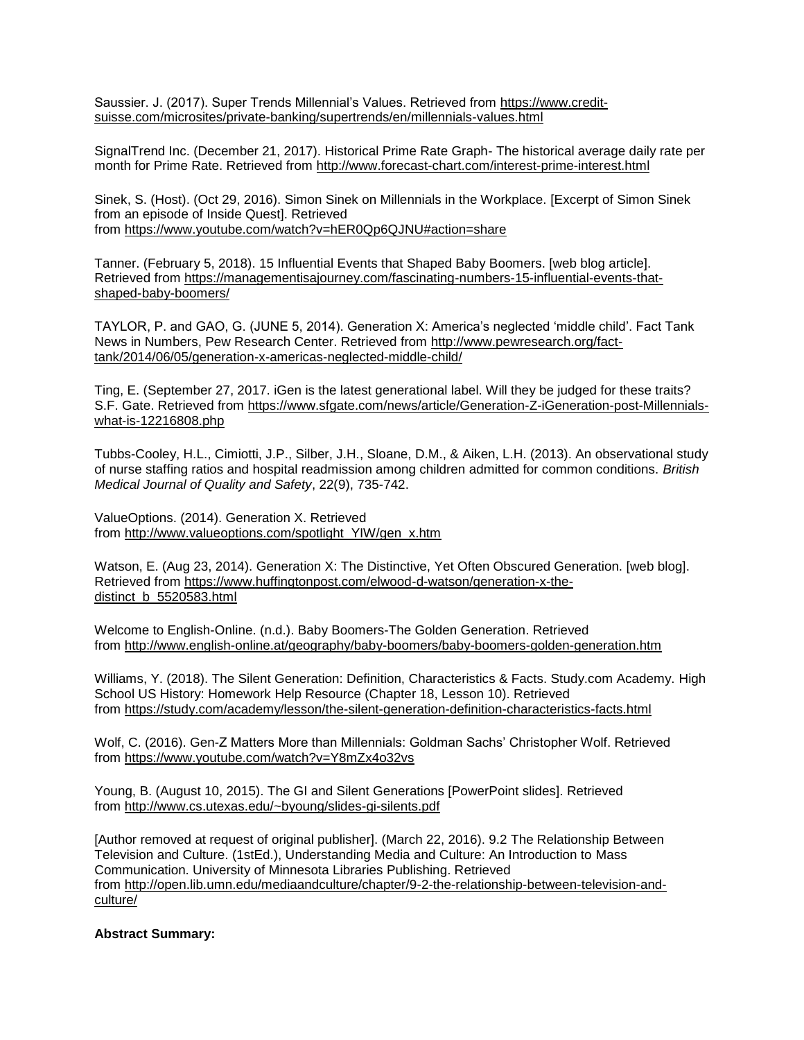Saussier. J. (2017). Super Trends Millennial's Values. Retrieved from https://www.credit-suisse.com/microsites/private-banking/supertrends/en/millennials-values.html

SignalTrend Inc. (December 21, 2017). Historical Prime Rate Graph- The historical average daily rate per month for Prime Rate. Retrieved from http://www.forecast-chart.com/interest-prime-interest.html

Sinek, S. (Host). (Oct 29, 2016). Simon Sinek on Millennials in the Workplace. [Excerpt of Simon Sinek from an episode of Inside Quest]. Retrieved from https://www.youtube.com/watch?v=hER0Qp6QJNU#action=share

Tanner. (February 5, 2018). 15 Influential Events that Shaped Baby Boomers. [web blog article]. Retrieved from https://managementisajourney.com/fascinating-numbers-15-influential-events-that-shaped-baby-boomers/

TAYLOR, P. and GAO, G. (JUNE 5, 2014). Generation X: America's neglected 'middle child'. Fact Tank News in Numbers, Pew Research Center. Retrieved from http://www.pewresearch.org/fact-tank/2014/06/05/generation-x-americas-neglected-middle-child/

Ting, E. (September 27, 2017. iGen is the latest generational label. Will they be judged for these traits? S.F. Gate. Retrieved from https://www.sfgate.com/news/article/Generation-Z-iGeneration-post-Millennials-what-is-12216808.php

Tubbs-Cooley, H.L., Cimiotti, J.P., Silber, J.H., Sloane, D.M., & Aiken, L.H. (2013). An observational study of nurse staffing ratios and hospital readmission among children admitted for common conditions. *British Medical Journal of Quality and Safety*, 22(9), 735-742.

ValueOptions. (2014). Generation X. Retrieved from http://www.valueoptions.com/spotlight_YIW/gen_x.htm

Watson, E. (Aug 23, 2014). Generation X: The Distinctive, Yet Often Obscured Generation. [web blog]. Retrieved from https://www.huffingtonpost.com/elwood-d-watson/generation-x-the-distinct_b_5520583.html

Welcome to English-Online. (n.d.). Baby Boomers-The Golden Generation. Retrieved from http://www.english-online.at/geography/baby-boomers/baby-boomers-golden-generation.htm

Williams, Y. (2018). The Silent Generation: Definition, Characteristics & Facts. Study.com Academy. High School US History: Homework Help Resource (Chapter 18, Lesson 10). Retrieved from https://study.com/academy/lesson/the-silent-generation-definition-characteristics-facts.html

Wolf, C. (2016). Gen-Z Matters More than Millennials: Goldman Sachs' Christopher Wolf. Retrieved from https://www.youtube.com/watch?v=Y8mZx4o32vs

Young, B. (August 10, 2015). The GI and Silent Generations [PowerPoint slides]. Retrieved from http://www.cs.utexas.edu/~byoung/slides-gi-silents.pdf

[Author removed at request of original publisher]. (March 22, 2016). 9.2 The Relationship Between Television and Culture. (1stEd.), Understanding Media and Culture: An Introduction to Mass Communication. University of Minnesota Libraries Publishing. Retrieved from http://open.lib.umn.edu/mediaandculture/chapter/9-2-the-relationship-between-television-and-culture/

**Abstract Summary:**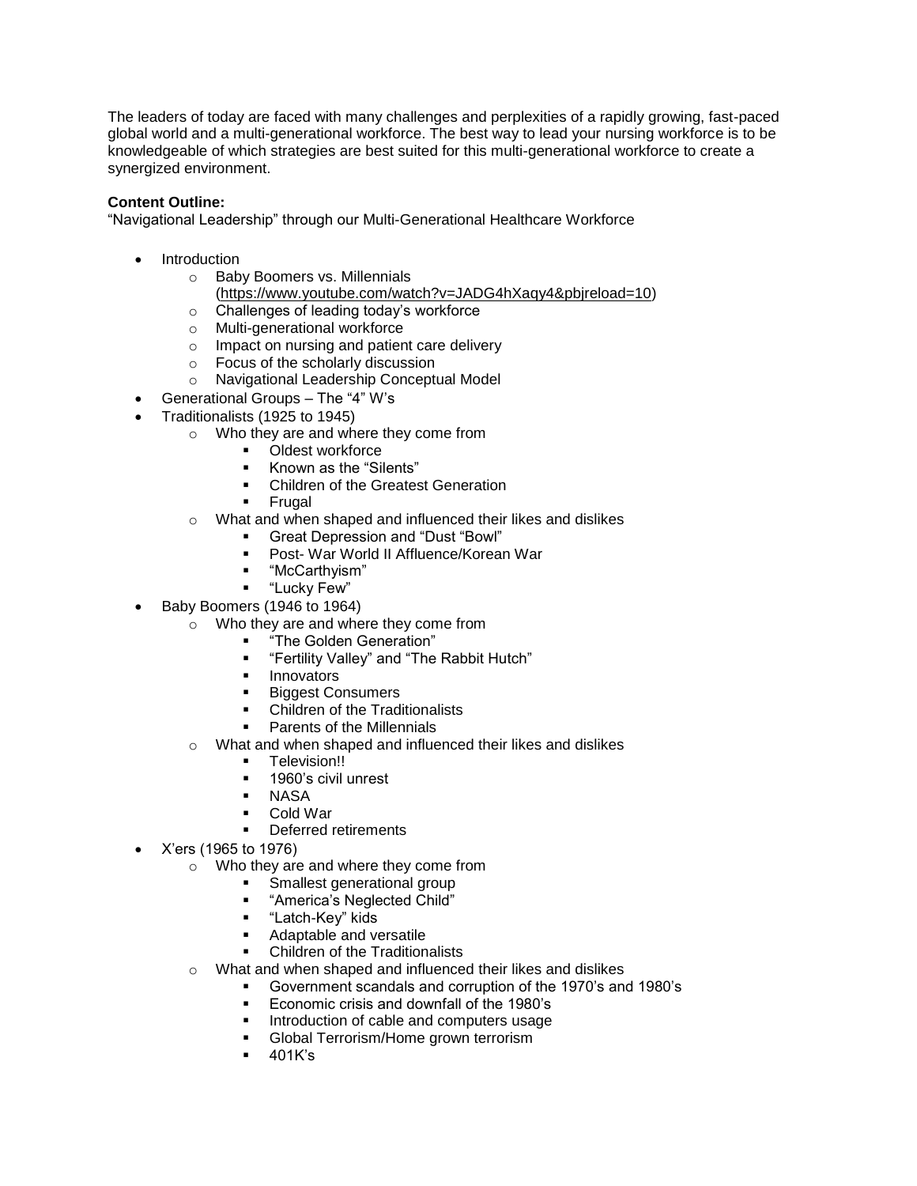The leaders of today are faced with many challenges and perplexities of a rapidly growing, fast-paced global world and a multi-generational workforce. The best way to lead your nursing workforce is to be knowledgeable of which strategies are best suited for this multi-generational workforce to create a synergized environment.

**Content Outline:**
"Navigational Leadership" through our Multi-Generational Healthcare Workforce

- Introduction
  - Baby Boomers vs. Millennials (https://www.youtube.com/watch?v=JADG4hXaqy4&pbjreload=10)
  - Challenges of leading today's workforce
  - Multi-generational workforce
  - Impact on nursing and patient care delivery
  - Focus of the scholarly discussion
  - Navigational Leadership Conceptual Model
- Generational Groups – The "4" W's
- Traditionalists (1925 to 1945)
  - Who they are and where they come from
    - Oldest workforce
    - Known as the "Silents"
    - Children of the Greatest Generation
    - Frugal
  - What and when shaped and influenced their likes and dislikes
    - Great Depression and "Dust "Bowl"
    - Post- War World II Affluence/Korean War
    - "McCarthyism"
    - "Lucky Few"
- Baby Boomers (1946 to 1964)
  - Who they are and where they come from
    - "The Golden Generation"
    - "Fertility Valley" and "The Rabbit Hutch"
    - Innovators
    - Biggest Consumers
    - Children of the Traditionalists
    - Parents of the Millennials
  - What and when shaped and influenced their likes and dislikes
    - Television!!
    - 1960's civil unrest
    - NASA
    - Cold War
    - Deferred retirements
- X'ers (1965 to 1976)
  - Who they are and where they come from
    - Smallest generational group
    - "America's Neglected Child"
    - "Latch-Key" kids
    - Adaptable and versatile
    - Children of the Traditionalists
  - What and when shaped and influenced their likes and dislikes
    - Government scandals and corruption of the 1970's and 1980's
    - Economic crisis and downfall of the 1980's
    - Introduction of cable and computers usage
    - Global Terrorism/Home grown terrorism
    - 401K's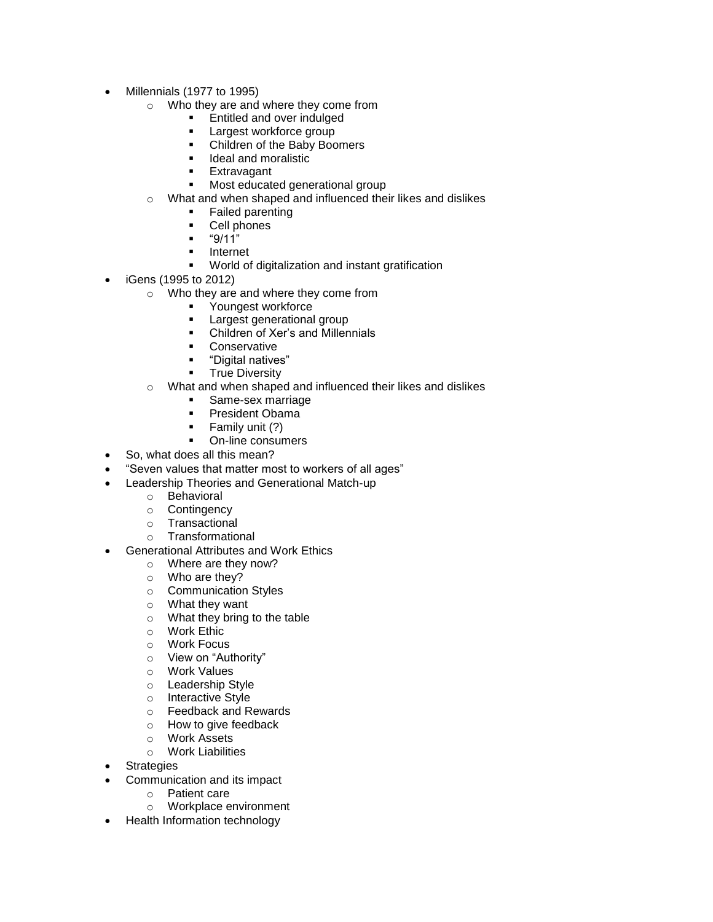- Millennials (1977 to 1995)
  - Who they are and where they come from
    - Entitled and over indulged
    - Largest workforce group
    - Children of the Baby Boomers
    - Ideal and moralistic
    - Extravagant
    - Most educated generational group
  - What and when shaped and influenced their likes and dislikes
    - Failed parenting
    - Cell phones
    - "9/11"
    - Internet
    - World of digitalization and instant gratification
- iGens (1995 to 2012)
  - Who they are and where they come from
    - Youngest workforce
    - Largest generational group
    - Children of Xer's and Millennials
    - Conservative
    - "Digital natives"
    - True Diversity
  - What and when shaped and influenced their likes and dislikes
    - Same-sex marriage
    - President Obama
    - Family unit (?)
    - On-line consumers
- So, what does all this mean?
- "Seven values that matter most to workers of all ages"
- Leadership Theories and Generational Match-up
  - Behavioral
  - Contingency
  - Transactional
  - Transformational
- Generational Attributes and Work Ethics
  - Where are they now?
  - Who are they?
  - Communication Styles
  - What they want
  - What they bring to the table
  - Work Ethic
  - Work Focus
  - View on "Authority"
  - Work Values
  - Leadership Style
  - Interactive Style
  - Feedback and Rewards
  - How to give feedback
  - Work Assets
  - Work Liabilities
- Strategies
- Communication and its impact
  - Patient care
  - Workplace environment
- Health Information technology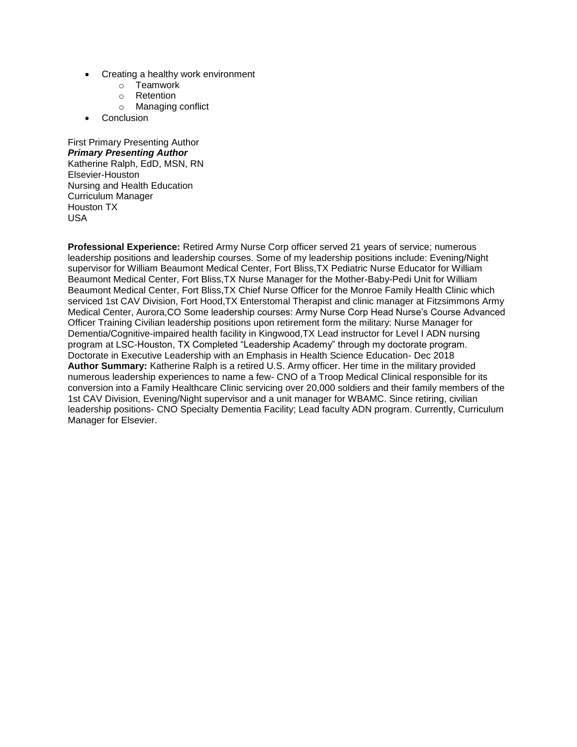- Creating a healthy work environment
    - Teamwork
    - Retention
    - Managing conflict
- Conclusion

First Primary Presenting Author
***Primary Presenting Author***
Katherine Ralph, EdD, MSN, RN
Elsevier-Houston
Nursing and Health Education
Curriculum Manager
Houston TX
USA

**Professional Experience:** Retired Army Nurse Corp officer served 21 years of service; numerous leadership positions and leadership courses. Some of my leadership positions include: Evening/Night supervisor for William Beaumont Medical Center, Fort Bliss,TX Pediatric Nurse Educator for William Beaumont Medical Center, Fort Bliss,TX Nurse Manager for the Mother-Baby-Pedi Unit for William Beaumont Medical Center, Fort Bliss,TX Chief Nurse Officer for the Monroe Family Health Clinic which serviced 1st CAV Division, Fort Hood,TX Enterstomal Therapist and clinic manager at Fitzsimmons Army Medical Center, Aurora,CO Some leadership courses: Army Nurse Corp Head Nurse's Course Advanced Officer Training Civilian leadership positions upon retirement form the military: Nurse Manager for Dementia/Cognitive-impaired health facility in Kingwood,TX Lead instructor for Level I ADN nursing program at LSC-Houston, TX Completed "Leadership Academy" through my doctorate program. Doctorate in Executive Leadership with an Emphasis in Health Science Education- Dec 2018
**Author Summary:** Katherine Ralph is a retired U.S. Army officer. Her time in the military provided numerous leadership experiences to name a few- CNO of a Troop Medical Clinical responsible for its conversion into a Family Healthcare Clinic servicing over 20,000 soldiers and their family members of the 1st CAV Division, Evening/Night supervisor and a unit manager for WBAMC. Since retiring, civilian leadership positions- CNO Specialty Dementia Facility; Lead faculty ADN program. Currently, Curriculum Manager for Elsevier.